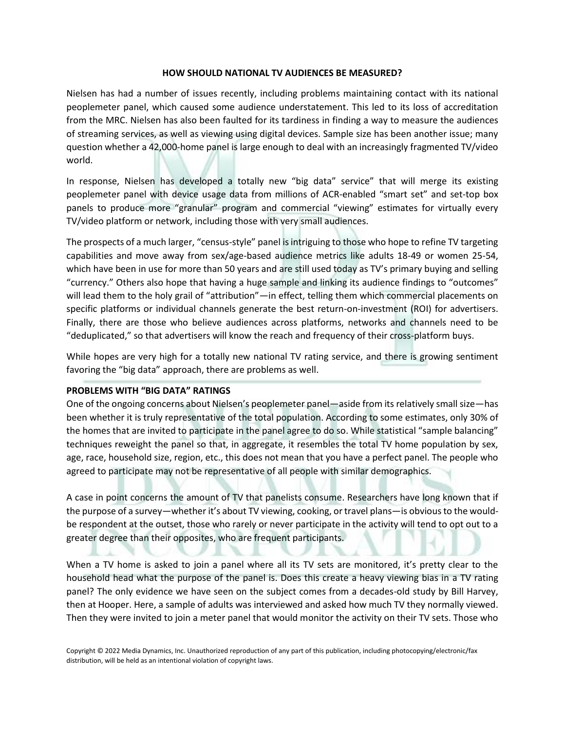# HOW SHOULD NATIONAL TV AUDIENCES BE MEASURED?

Nielsen has had a number of issues recently, including problems maintaining contact with its national peoplemeter panel, which caused some audience understatement. This led to its loss of accreditation from the MRC. Nielsen has also been faulted for its tardiness in finding a way to measure the audiences of streaming services, as well as viewing using digital devices. Sample size has been another issue; many question whether a 42,000-home panel is large enough to deal with an increasingly fragmented TV/video world.

In response, Nielsen has developed a totally new "big data" service" that will merge its existing peoplemeter panel with device usage data from millions of ACR-enabled "smart set" and set-top box panels to produce more "granular" program and commercial "viewing" estimates for virtually every TV/video platform or network, including those with very small audiences.

The prospects of a much larger, "census-style" panel is intriguing to those who hope to refine TV targeting capabilities and move away from sex/age-based audience metrics like adults 18-49 or women 25-54, which have been in use for more than 50 years and are still used today as TV's primary buying and selling "currency." Others also hope that having a huge sample and linking its audience findings to "outcomes" will lead them to the holy grail of "attribution"—in effect, telling them which commercial placements on specific platforms or individual channels generate the best return-on-investment (ROI) for advertisers. Finally, there are those who believe audiences across platforms, networks and channels need to be "deduplicated," so that advertisers will know the reach and frequency of their cross-platform buys.

While hopes are very high for a totally new national TV rating service, and there is growing sentiment favoring the "big data" approach, there are problems as well.

## PROBLEMS WITH "BIG DATA" RATINGS

One of the ongoing concerns about Nielsen's peoplemeter panel—aside from its relatively small size—has been whether it is truly representative of the total population. According to some estimates, only 30% of the homes that are invited to participate in the panel agree to do so. While statistical "sample balancing" techniques reweight the panel so that, in aggregate, it resembles the total TV home population by sex, age, race, household size, region, etc., this does not mean that you have a perfect panel. The people who agreed to participate may not be representative of all people with similar demographics.

A case in point concerns the amount of TV that panelists consume. Researchers have long known that if the purpose of a survey—whether it's about TV viewing, cooking, or travel plans—is obvious to the would-be respondent at the outset, those who rarely or never participate in the activity will tend to opt out to a greater degree than their opposites, who are frequent participants.

When a TV home is asked to join a panel where all its TV sets are monitored, it's pretty clear to the household head what the purpose of the panel is. Does this create a heavy viewing bias in a TV rating panel? The only evidence we have seen on the subject comes from a decades-old study by Bill Harvey, then at Hooper. Here, a sample of adults was interviewed and asked how much TV they normally viewed. Then they were invited to join a meter panel that would monitor the activity on their TV sets. Those who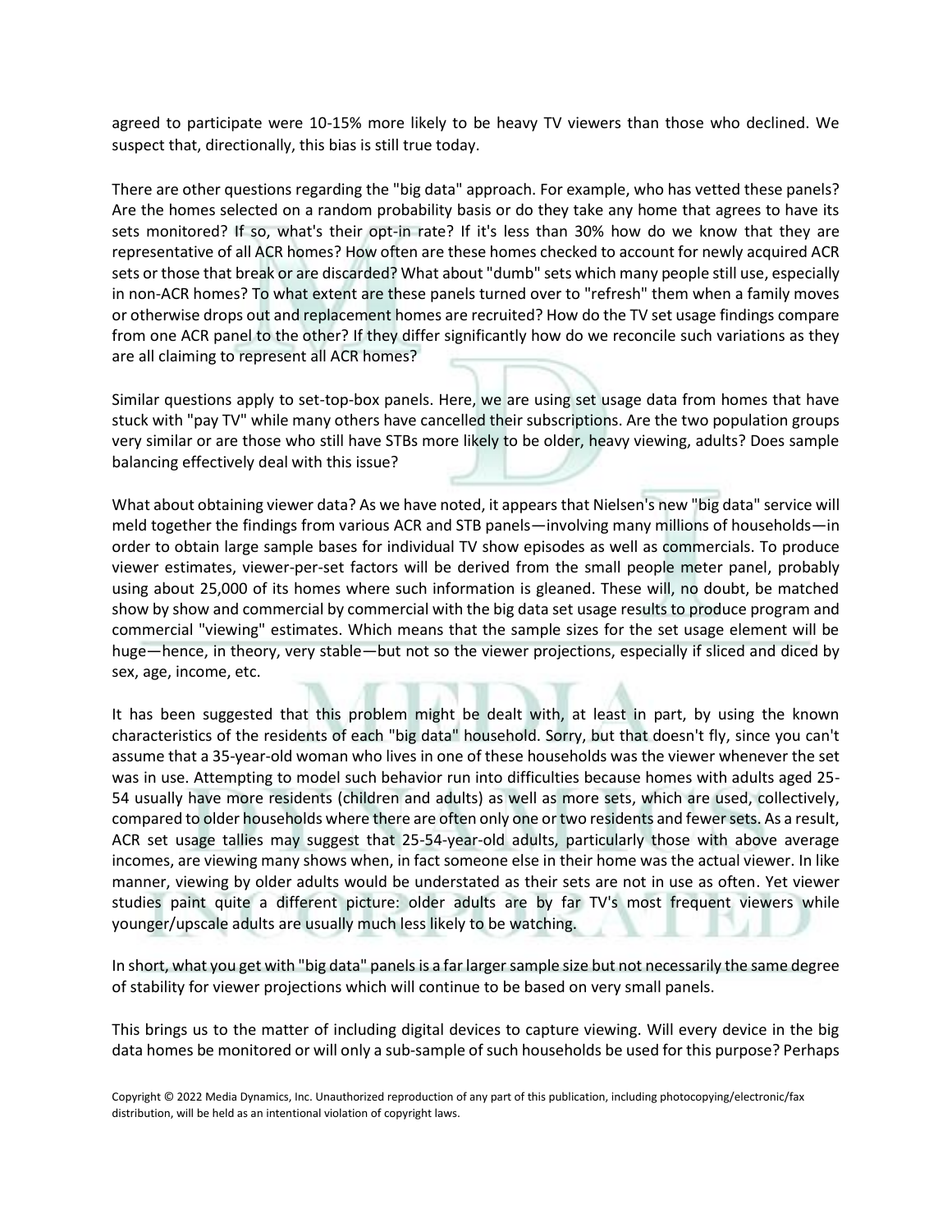agreed to participate were 10-15% more likely to be heavy TV viewers than those who declined. We suspect that, directionally, this bias is still true today.

There are other questions regarding the "big data" approach. For example, who has vetted these panels? Are the homes selected on a random probability basis or do they take any home that agrees to have its sets monitored? If so, what's their opt-in rate? If it's less than 30% how do we know that they are representative of all ACR homes? How often are these homes checked to account for newly acquired ACR sets or those that break or are discarded? What about "dumb" sets which many people still use, especially in non-ACR homes? To what extent are these panels turned over to "refresh" them when a family moves or otherwise drops out and replacement homes are recruited? How do the TV set usage findings compare from one ACR panel to the other? If they differ significantly how do we reconcile such variations as they are all claiming to represent all ACR homes?

Similar questions apply to set-top-box panels. Here, we are using set usage data from homes that have stuck with "pay TV" while many others have cancelled their subscriptions. Are the two population groups very similar or are those who still have STBs more likely to be older, heavy viewing, adults? Does sample balancing effectively deal with this issue?

What about obtaining viewer data? As we have noted, it appears that Nielsen's new "big data" service will meld together the findings from various ACR and STB panels—involving many millions of households—in order to obtain large sample bases for individual TV show episodes as well as commercials. To produce viewer estimates, viewer-per-set factors will be derived from the small people meter panel, probably using about 25,000 of its homes where such information is gleaned. These will, no doubt, be matched show by show and commercial by commercial with the big data set usage results to produce program and commercial "viewing" estimates. Which means that the sample sizes for the set usage element will be huge—hence, in theory, very stable—but not so the viewer projections, especially if sliced and diced by sex, age, income, etc.

It has been suggested that this problem might be dealt with, at least in part, by using the known characteristics of the residents of each "big data" household. Sorry, but that doesn't fly, since you can't assume that a 35-year-old woman who lives in one of these households was the viewer whenever the set was in use. Attempting to model such behavior run into difficulties because homes with adults aged 25-54 usually have more residents (children and adults) as well as more sets, which are used, collectively, compared to older households where there are often only one or two residents and fewer sets. As a result, ACR set usage tallies may suggest that 25-54-year-old adults, particularly those with above average incomes, are viewing many shows when, in fact someone else in their home was the actual viewer. In like manner, viewing by older adults would be understated as their sets are not in use as often. Yet viewer studies paint quite a different picture: older adults are by far TV's most frequent viewers while younger/upscale adults are usually much less likely to be watching.

In short, what you get with "big data" panels is a far larger sample size but not necessarily the same degree of stability for viewer projections which will continue to be based on very small panels.

This brings us to the matter of including digital devices to capture viewing. Will every device in the big data homes be monitored or will only a sub-sample of such households be used for this purpose? Perhaps

Copyright © 2022 Media Dynamics, Inc. Unauthorized reproduction of any part of this publication, including photocopying/electronic/fax distribution, will be held as an intentional violation of copyright laws.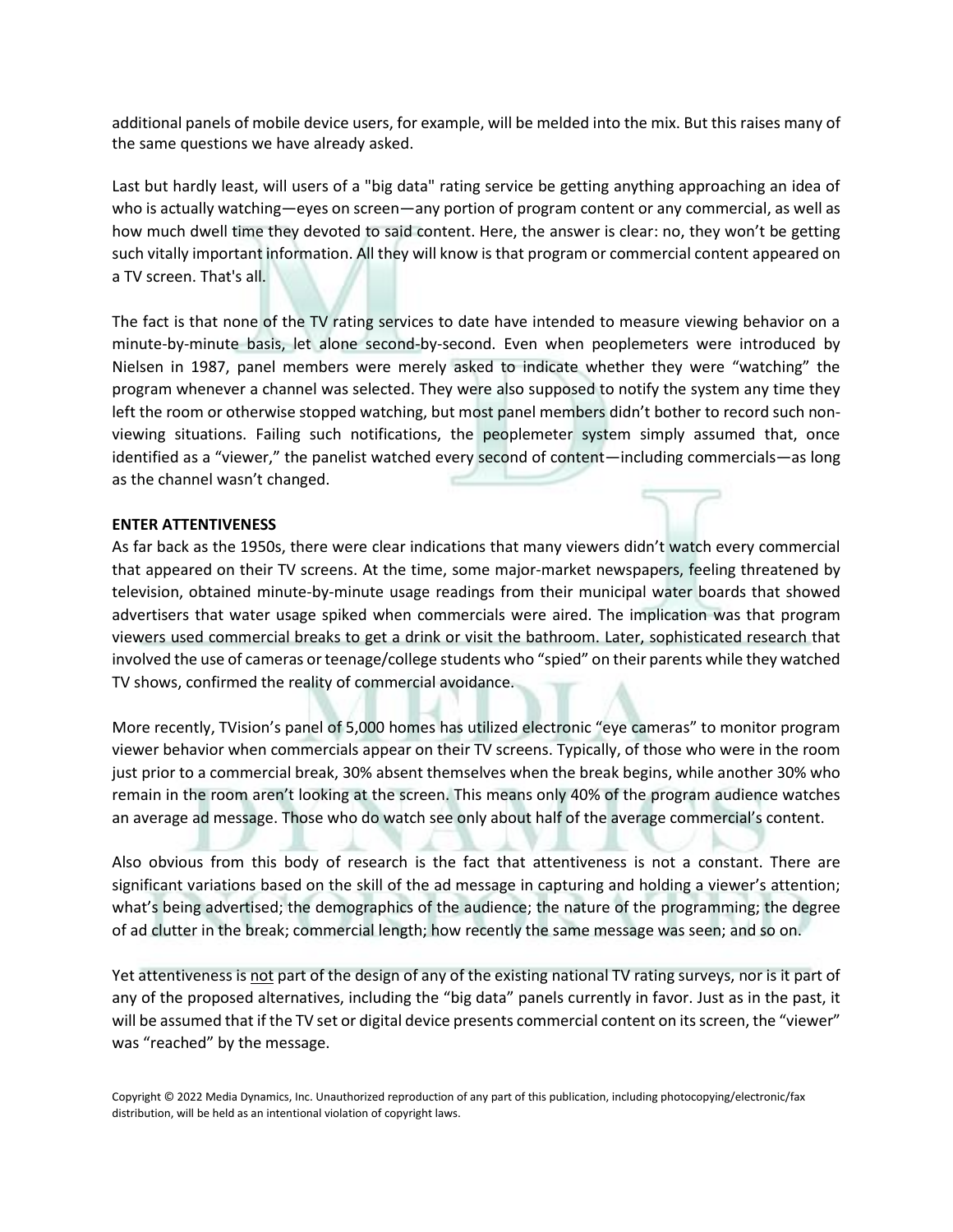additional panels of mobile device users, for example, will be melded into the mix. But this raises many of the same questions we have already asked.

Last but hardly least, will users of a "big data" rating service be getting anything approaching an idea of who is actually watching—eyes on screen—any portion of program content or any commercial, as well as how much dwell time they devoted to said content. Here, the answer is clear: no, they won't be getting such vitally important information. All they will know is that program or commercial content appeared on a TV screen. That's all.

The fact is that none of the TV rating services to date have intended to measure viewing behavior on a minute-by-minute basis, let alone second-by-second. Even when peoplemeters were introduced by Nielsen in 1987, panel members were merely asked to indicate whether they were "watching" the program whenever a channel was selected. They were also supposed to notify the system any time they left the room or otherwise stopped watching, but most panel members didn't bother to record such non-viewing situations. Failing such notifications, the peoplemeter system simply assumed that, once identified as a "viewer," the panelist watched every second of content—including commercials—as long as the channel wasn't changed.

**ENTER ATTENTIVENESS**

As far back as the 1950s, there were clear indications that many viewers didn't watch every commercial that appeared on their TV screens. At the time, some major-market newspapers, feeling threatened by television, obtained minute-by-minute usage readings from their municipal water boards that showed advertisers that water usage spiked when commercials were aired. The implication was that program viewers used commercial breaks to get a drink or visit the bathroom. Later, sophisticated research that involved the use of cameras or teenage/college students who "spied" on their parents while they watched TV shows, confirmed the reality of commercial avoidance.

More recently, TVision's panel of 5,000 homes has utilized electronic "eye cameras" to monitor program viewer behavior when commercials appear on their TV screens. Typically, of those who were in the room just prior to a commercial break, 30% absent themselves when the break begins, while another 30% who remain in the room aren't looking at the screen. This means only 40% of the program audience watches an average ad message. Those who do watch see only about half of the average commercial's content.

Also obvious from this body of research is the fact that attentiveness is not a constant. There are significant variations based on the skill of the ad message in capturing and holding a viewer's attention; what's being advertised; the demographics of the audience; the nature of the programming; the degree of ad clutter in the break; commercial length; how recently the same message was seen; and so on.

Yet attentiveness is <u>not</u> part of the design of any of the existing national TV rating surveys, nor is it part of any of the proposed alternatives, including the "big data" panels currently in favor. Just as in the past, it will be assumed that if the TV set or digital device presents commercial content on its screen, the "viewer" was "reached" by the message.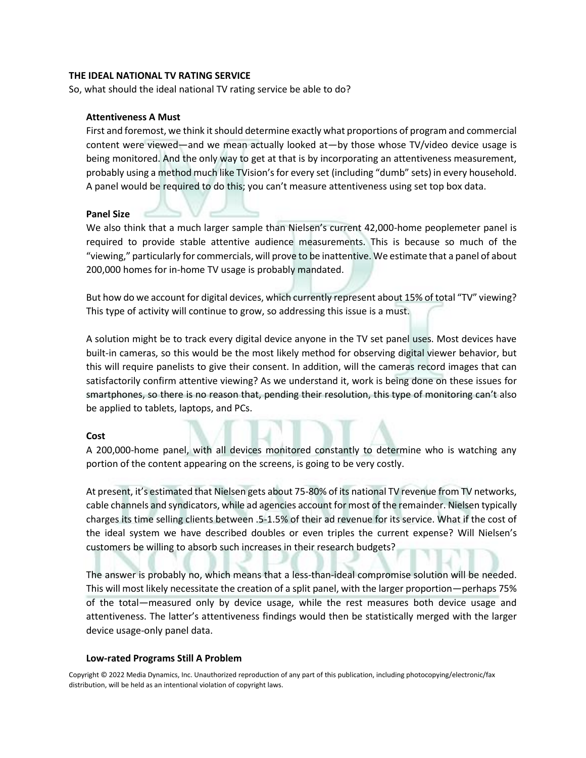## THE IDEAL NATIONAL TV RATING SERVICE

So, what should the ideal national TV rating service be able to do?

### Attentiveness A Must

First and foremost, we think it should determine exactly what proportions of program and commercial content were viewed—and we mean actually looked at—by those whose TV/video device usage is being monitored. And the only way to get at that is by incorporating an attentiveness measurement, probably using a method much like TVision's for every set (including "dumb" sets) in every household. A panel would be required to do this; you can't measure attentiveness using set top box data.

### Panel Size

We also think that a much larger sample than Nielsen's current 42,000-home peoplemeter panel is required to provide stable attentive audience measurements. This is because so much of the "viewing," particularly for commercials, will prove to be inattentive. We estimate that a panel of about 200,000 homes for in-home TV usage is probably mandated.

But how do we account for digital devices, which currently represent about 15% of total "TV" viewing? This type of activity will continue to grow, so addressing this issue is a must.

A solution might be to track every digital device anyone in the TV set panel uses. Most devices have built-in cameras, so this would be the most likely method for observing digital viewer behavior, but this will require panelists to give their consent. In addition, will the cameras record images that can satisfactorily confirm attentive viewing? As we understand it, work is being done on these issues for smartphones, so there is no reason that, pending their resolution, this type of monitoring can't also be applied to tablets, laptops, and PCs.

### Cost

A 200,000-home panel, with all devices monitored constantly to determine who is watching any portion of the content appearing on the screens, is going to be very costly.

At present, it's estimated that Nielsen gets about 75-80% of its national TV revenue from TV networks, cable channels and syndicators, while ad agencies account for most of the remainder. Nielsen typically charges its time selling clients between .5-1.5% of their ad revenue for its service. What if the cost of the ideal system we have described doubles or even triples the current expense? Will Nielsen's customers be willing to absorb such increases in their research budgets?

The answer is probably no, which means that a less-than-ideal compromise solution will be needed. This will most likely necessitate the creation of a split panel, with the larger proportion—perhaps 75% of the total—measured only by device usage, while the rest measures both device usage and attentiveness. The latter's attentiveness findings would then be statistically merged with the larger device usage-only panel data.

### Low-rated Programs Still A Problem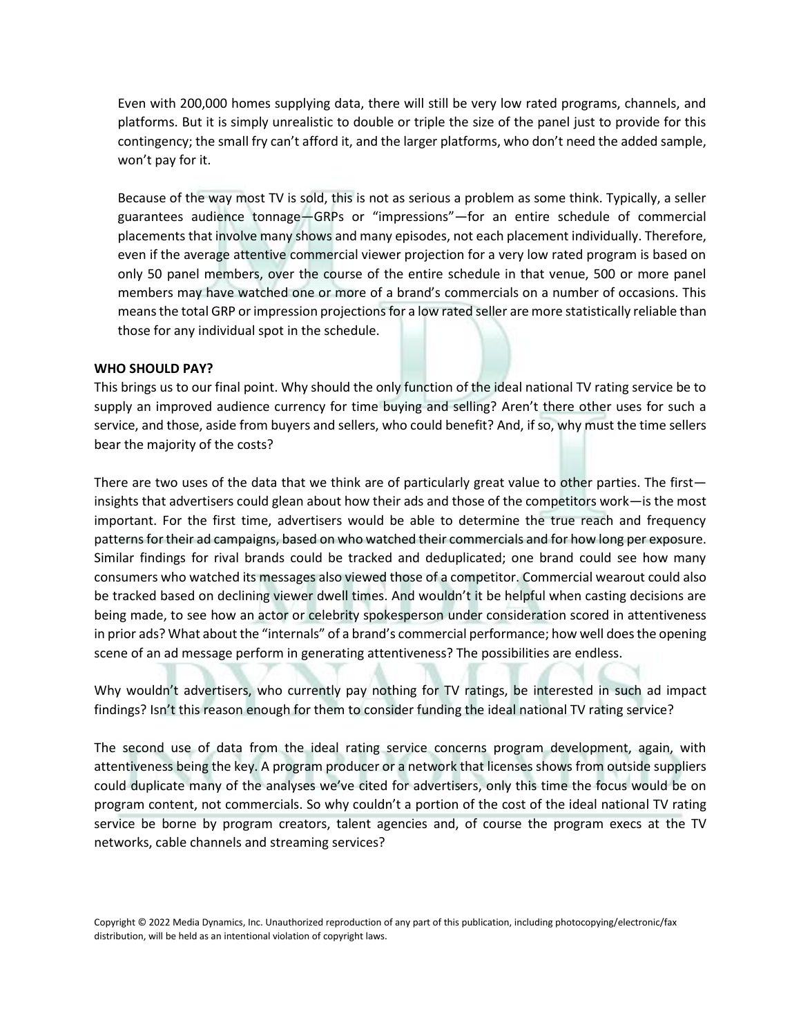Even with 200,000 homes supplying data, there will still be very low rated programs, channels, and platforms. But it is simply unrealistic to double or triple the size of the panel just to provide for this contingency; the small fry can't afford it, and the larger platforms, who don't need the added sample, won't pay for it.

Because of the way most TV is sold, this is not as serious a problem as some think. Typically, a seller guarantees audience tonnage—GRPs or "impressions"—for an entire schedule of commercial placements that involve many shows and many episodes, not each placement individually. Therefore, even if the average attentive commercial viewer projection for a very low rated program is based on only 50 panel members, over the course of the entire schedule in that venue, 500 or more panel members may have watched one or more of a brand's commercials on a number of occasions. This means the total GRP or impression projections for a low rated seller are more statistically reliable than those for any individual spot in the schedule.

**WHO SHOULD PAY?**

This brings us to our final point. Why should the only function of the ideal national TV rating service be to supply an improved audience currency for time buying and selling? Aren't there other uses for such a service, and those, aside from buyers and sellers, who could benefit? And, if so, why must the time sellers bear the majority of the costs?

There are two uses of the data that we think are of particularly great value to other parties. The first—insights that advertisers could glean about how their ads and those of the competitors work—is the most important. For the first time, advertisers would be able to determine the true reach and frequency patterns for their ad campaigns, based on who watched their commercials and for how long per exposure. Similar findings for rival brands could be tracked and deduplicated; one brand could see how many consumers who watched its messages also viewed those of a competitor. Commercial wearout could also be tracked based on declining viewer dwell times. And wouldn't it be helpful when casting decisions are being made, to see how an actor or celebrity spokesperson under consideration scored in attentiveness in prior ads? What about the "internals" of a brand's commercial performance; how well does the opening scene of an ad message perform in generating attentiveness? The possibilities are endless.

Why wouldn't advertisers, who currently pay nothing for TV ratings, be interested in such ad impact findings? Isn't this reason enough for them to consider funding the ideal national TV rating service?

The second use of data from the ideal rating service concerns program development, again, with attentiveness being the key. A program producer or a network that licenses shows from outside suppliers could duplicate many of the analyses we've cited for advertisers, only this time the focus would be on program content, not commercials. So why couldn't a portion of the cost of the ideal national TV rating service be borne by program creators, talent agencies and, of course the program execs at the TV networks, cable channels and streaming services?

Copyright © 2022 Media Dynamics, Inc. Unauthorized reproduction of any part of this publication, including photocopying/electronic/fax distribution, will be held as an intentional violation of copyright laws.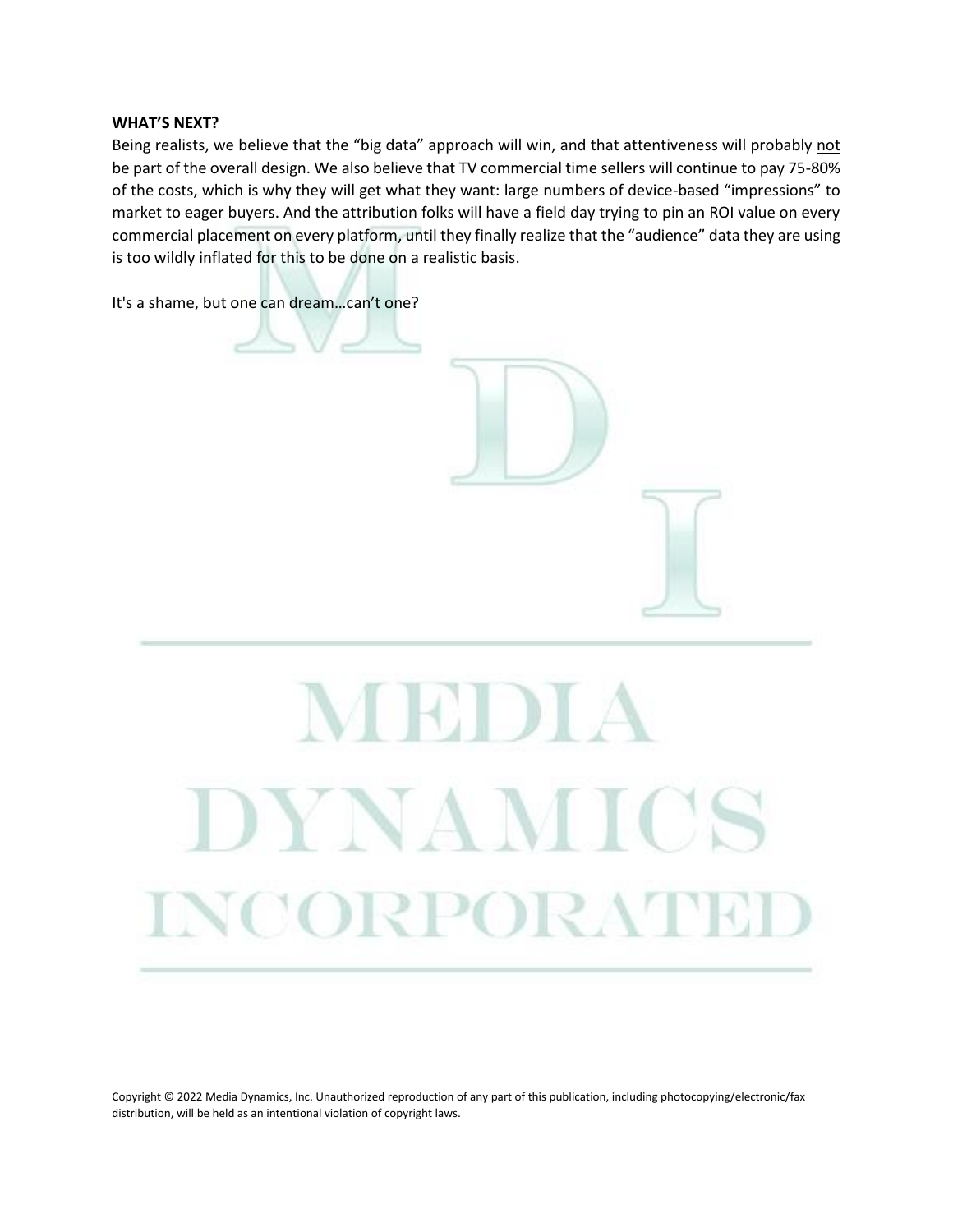**WHAT'S NEXT?**

Being realists, we believe that the "big data" approach will win, and that attentiveness will probably not be part of the overall design. We also believe that TV commercial time sellers will continue to pay 75-80% of the costs, which is why they will get what they want: large numbers of device-based "impressions" to market to eager buyers. And the attribution folks will have a field day trying to pin an ROI value on every commercial placement on every platform, until they finally realize that the "audience" data they are using is too wildly inflated for this to be done on a realistic basis.

It's a shame, but one can dream…can't one?

Copyright © 2022 Media Dynamics, Inc. Unauthorized reproduction of any part of this publication, including photocopying/electronic/fax distribution, will be held as an intentional violation of copyright laws.